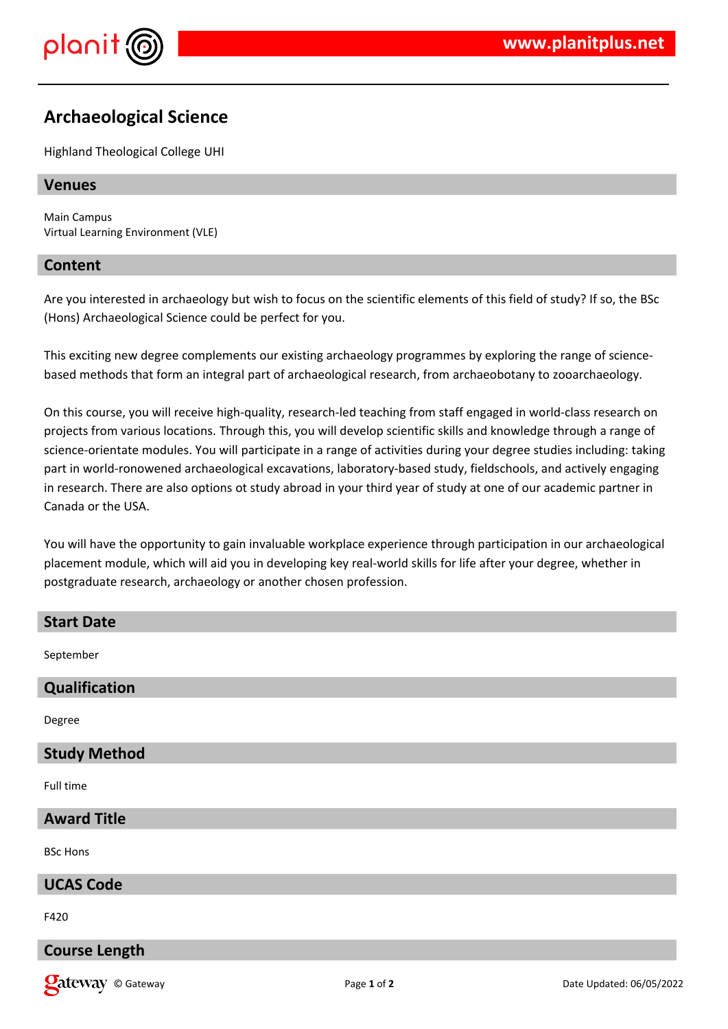# Archaeological Science

Highland Theological College UHI

## Venues

Main Campus
Virtual Learning Environment (VLE)

## Content

Are you interested in archaeology but wish to focus on the scientific elements of this field of study? If so, the BSc (Hons) Archaeological Science could be perfect for you.

This exciting new degree complements our existing archaeology programmes by exploring the range of science-based methods that form an integral part of archaeological research, from archaeobotany to zooarchaeology.

On this course, you will receive high-quality, research-led teaching from staff engaged in world-class research on projects from various locations. Through this, you will develop scientific skills and knowledge through a range of science-orientate modules. You will participate in a range of activities during your degree studies including: taking part in world-ronowened archaeological excavations, laboratory-based study, fieldschools, and actively engaging in research. There are also options ot study abroad in your third year of study at one of our academic partner in Canada or the USA.

You will have the opportunity to gain invaluable workplace experience through participation in our archaeological placement module, which will aid you in developing key real-world skills for life after your degree, whether in postgraduate research, archaeology or another chosen profession.

## Start Date

September

## Qualification

Degree

## Study Method

Full time

## Award Title

BSc Hons

## UCAS Code

F420

## Course Length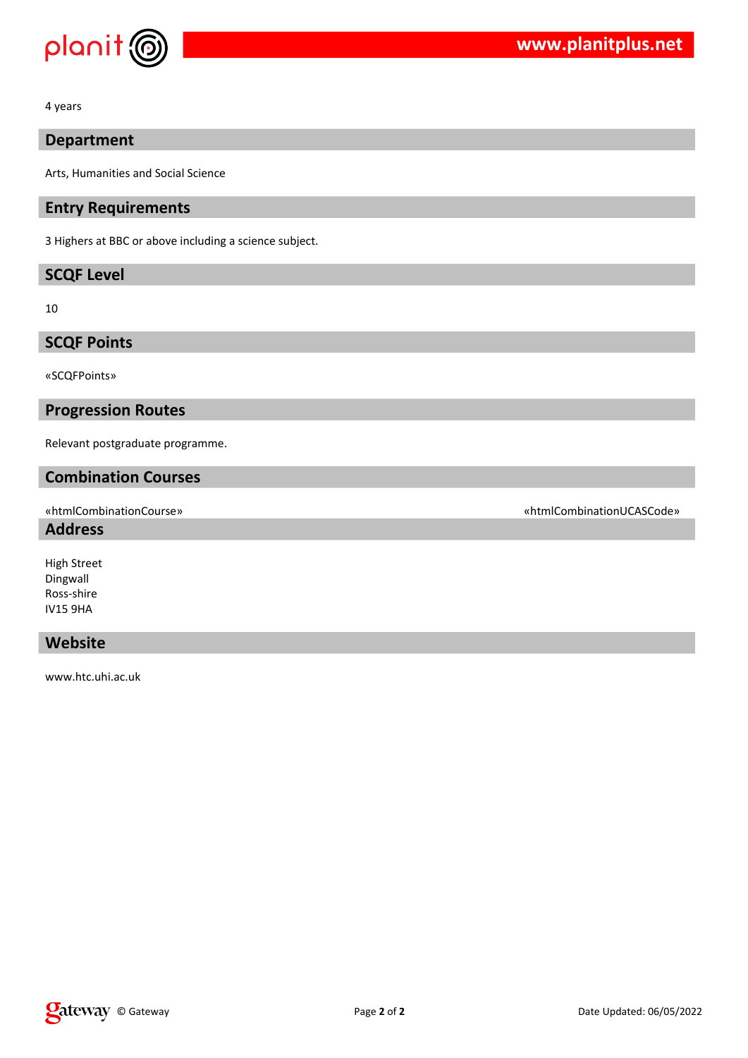4 years

## Department

Arts, Humanities and Social Science

## Entry Requirements

3 Highers at BBC or above including a science subject.

## SCQF Level

10

## SCQF Points

«SCQFPoints»

## Progression Routes

Relevant postgraduate programme.

## Combination Courses

«htmlCombinationCourse» «htmlCombinationUCASCode»

## Address

High Street
Dingwall
Ross-shire
IV15 9HA

## Website

www.htc.uhi.ac.uk